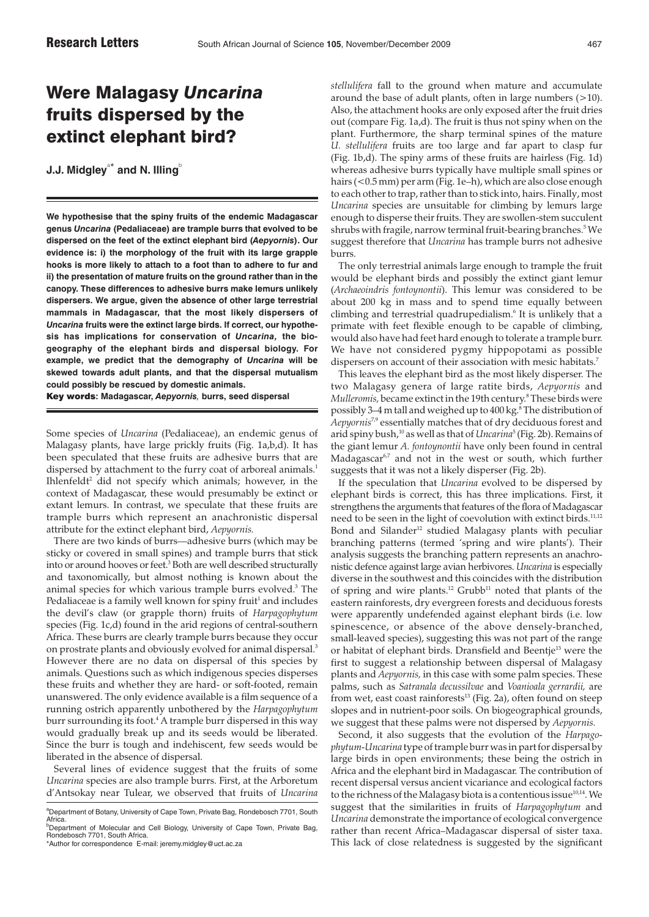# Were Malagasy *Uncarina* fruits dispersed by the extinct elephant bird?

**J.J. Midgley**[a*] **and N. Illing**[b]

**We hypothesise that the spiny fruits of the endemic Madagascar genus *Uncarina* (Pedaliaceae) are trample burrs that evolved to be dispersed on the feet of the extinct elephant bird (*Aepyornis*). Our evidence is: i) the morphology of the fruit with its large grapple hooks is more likely to attach to a foot than to adhere to fur and ii) the presentation of mature fruits on the ground rather than in the canopy. These differences to adhesive burrs make lemurs unlikely dispersers. We argue, given the absence of other large terrestrial mammals in Madagascar, that the most likely dispersers of *Uncarina* fruits were the extinct large birds. If correct, our hypothesis has implications for conservation of *Uncarina*, the biogeography of the elephant birds and dispersal biology. For example, we predict that the demography of *Uncarina* will be skewed towards adult plants, and that the dispersal mutualism could possibly be rescued by domestic animals.**

**Key words: Madagascar, *Aepyornis*, burrs, seed dispersal**

Some species of *Uncarina* (Pedaliaceae), an endemic genus of Malagasy plants, have large prickly fruits (Fig. 1a,b,d). It has been speculated that these fruits are adhesive burrs that are dispersed by attachment to the furry coat of arboreal animals.[1] Ihlenfeldt[2] did not specify which animals; however, in the context of Madagascar, these would presumably be extinct or extant lemurs. In contrast, we speculate that these fruits are trample burrs which represent an anachronistic dispersal attribute for the extinct elephant bird, *Aepyornis*.

There are two kinds of burrs—adhesive burrs (which may be sticky or covered in small spines) and trample burrs that stick into or around hooves or feet.[3] Both are well described structurally and taxonomically, but almost nothing is known about the animal species for which various trample burrs evolved.[3] The Pedaliaceae is a family well known for spiny fruit[1] and includes the devil's claw (or grapple thorn) fruits of *Harpagophytum* species (Fig. 1c,d) found in the arid regions of central-southern Africa. These burrs are clearly trample burrs because they occur on prostrate plants and obviously evolved for animal dispersal.[3] However there are no data on dispersal of this species by animals. Questions such as which indigenous species disperses these fruits and whether they are hard- or soft-footed, remain unanswered. The only evidence available is a film sequence of a running ostrich apparently unbothered by the *Harpagophytum* burr surrounding its foot.[4] A trample burr dispersed in this way would gradually break up and its seeds would be liberated. Since the burr is tough and indehiscent, few seeds would be liberated in the absence of dispersal.

Several lines of evidence suggest that the fruits of some *Uncarina* species are also trample burrs. First, at the Arboretum d'Antsokay near Tulear, we observed that fruits of *Uncarina stellulifera* fall to the ground when mature and accumulate around the base of adult plants, often in large numbers (>10). Also, the attachment hooks are only exposed after the fruit dries out (compare Fig. 1a,d). The fruit is thus not spiny when on the plant. Furthermore, the sharp terminal spines of the mature *U. stellulifera* fruits are too large and far apart to clasp fur (Fig. 1b,d). The spiny arms of these fruits are hairless (Fig. 1d) whereas adhesive burrs typically have multiple small spines or hairs (<0.5 mm) per arm (Fig. 1e–h), which are also close enough to each other to trap, rather than to stick into, hairs. Finally, most *Uncarina* species are unsuitable for climbing by lemurs large enough to disperse their fruits. They are swollen-stem succulent shrubs with fragile, narrow terminal fruit-bearing branches.[5] We suggest therefore that *Uncarina* has trample burrs not adhesive burrs.

The only terrestrial animals large enough to trample the fruit would be elephant birds and possibly the extinct giant lemur (*Archaeoindris fontoynontii*). This lemur was considered to be about 200 kg in mass and to spend time equally between climbing and terrestrial quadrupedialism.[6] It is unlikely that a primate with feet flexible enough to be capable of climbing, would also have had feet hard enough to tolerate a trample burr. We have not considered pygmy hippopotami as possible dispersers on account of their association with mesic habitats.[7]

This leaves the elephant bird as the most likely disperser. The two Malagasy genera of large ratite birds, *Aepyornis* and *Mulleromis*, became extinct in the 19th century.[8] These birds were possibly 3–4 m tall and weighed up to 400 kg.[8] The distribution of *Aepyornis*[7,9] essentially matches that of dry deciduous forest and arid spiny bush,[10] as well as that of *Uncarina*[5] (Fig. 2b). Remains of the giant lemur *A. fontoynontii* have only been found in central Madagascar[6,7] and not in the west or south, which further suggests that it was not a likely disperser (Fig. 2b).

If the speculation that *Uncarina* evolved to be dispersed by elephant birds is correct, this has three implications. First, it strengthens the arguments that features of the flora of Madagascar need to be seen in the light of coevolution with extinct birds.[11,12] Bond and Silander[12] studied Malagasy plants with peculiar branching patterns (termed 'spring and wire plants'). Their analysis suggests the branching pattern represents an anachronistic defence against large avian herbivores. *Uncarina* is especially diverse in the southwest and this coincides with the distribution of spring and wire plants.[12] Grubb[11] noted that plants of the eastern rainforests, dry evergreen forests and deciduous forests were apparently undefended against elephant birds (i.e. low spinescence, or absence of the above densely-branched, small-leaved species), suggesting this was not part of the range or habitat of elephant birds. Dransfield and Beentje[13] were the first to suggest a relationship between dispersal of Malagasy plants and *Aepyornis*, in this case with some palm species. These palms, such as *Satranala decussilvae* and *Voanioala gerrardii*, are from wet, east coast rainforests[13] (Fig. 2a), often found on steep slopes and in nutrient-poor soils. On biogeographical grounds, we suggest that these palms were not dispersed by *Aepyornis*.

Second, it also suggests that the evolution of the *Harpagophytum*-*Uncarina* type of trample burr was in part for dispersal by large birds in open environments; these being the ostrich in Africa and the elephant bird in Madagascar. The contribution of recent dispersal versus ancient vicariance and ecological factors to the richness of the Malagasy biota is a contentious issue[10,14]. We suggest that the similarities in fruits of *Harpagophytum* and *Uncarina* demonstrate the importance of ecological convergence rather than recent Africa–Madagascar dispersal of sister taxa. This lack of close relatedness is suggested by the significant

[a]Department of Botany, University of Cape Town, Private Bag, Rondebosch 7701, South Africa.
[b]Department of Molecular and Cell Biology, University of Cape Town, Private Bag, Rondebosch 7701, South Africa.
*Author for correspondence E-mail: jeremy.midgley@uct.ac.za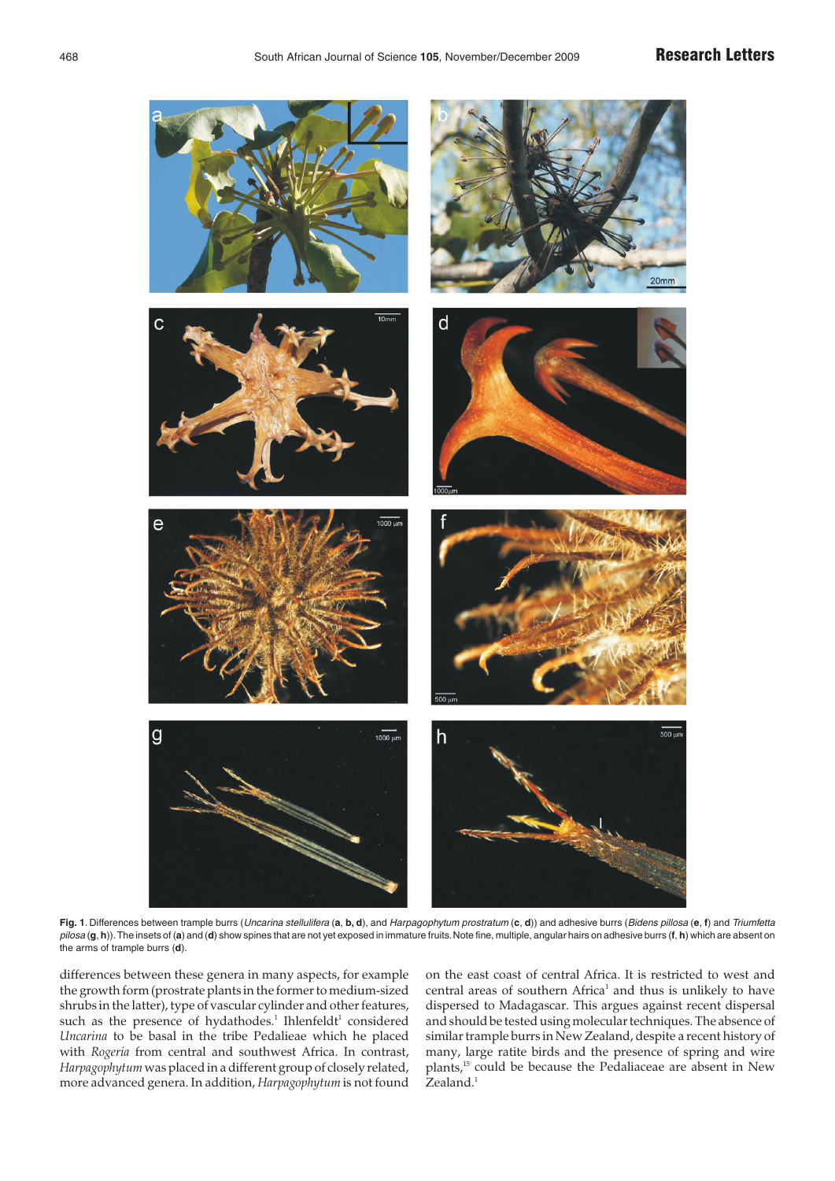**Fig. 1**. Differences between trample burrs (*Uncarina stellulifera* (**a**, **b, d**), and *Harpagophytum prostratum* (**c**, **d**)) and adhesive burrs (*Bidens pillosa* (**e**, **f**) and *Triumfetta pilosa* (**g**, **h**)). The insets of (**a**) and (**d**) show spines that are not yet exposed in immature fruits. Note fine, multiple, angular hairs on adhesive burrs (**f**, **h**) which are absent on the arms of trample burrs (**d**).

differences between these genera in many aspects, for example the growth form (prostrate plants in the former to medium-sized shrubs in the latter), type of vascular cylinder and other features, such as the presence of hydathodes.[1] Ihlenfeldt[1] considered *Uncarina* to be basal in the tribe Pedalieae which he placed with *Rogeria* from central and southwest Africa. In contrast, *Harpagophytum* was placed in a different group of closely related, more advanced genera. In addition, *Harpagophytum* is not found on the east coast of central Africa. It is restricted to west and central areas of southern Africa[1] and thus is unlikely to have dispersed to Madagascar. This argues against recent dispersal and should be tested using molecular techniques. The absence of similar trample burrs in New Zealand, despite a recent history of many, large ratite birds and the presence of spring and wire plants,[15] could be because the Pedaliaceae are absent in New Zealand.[1]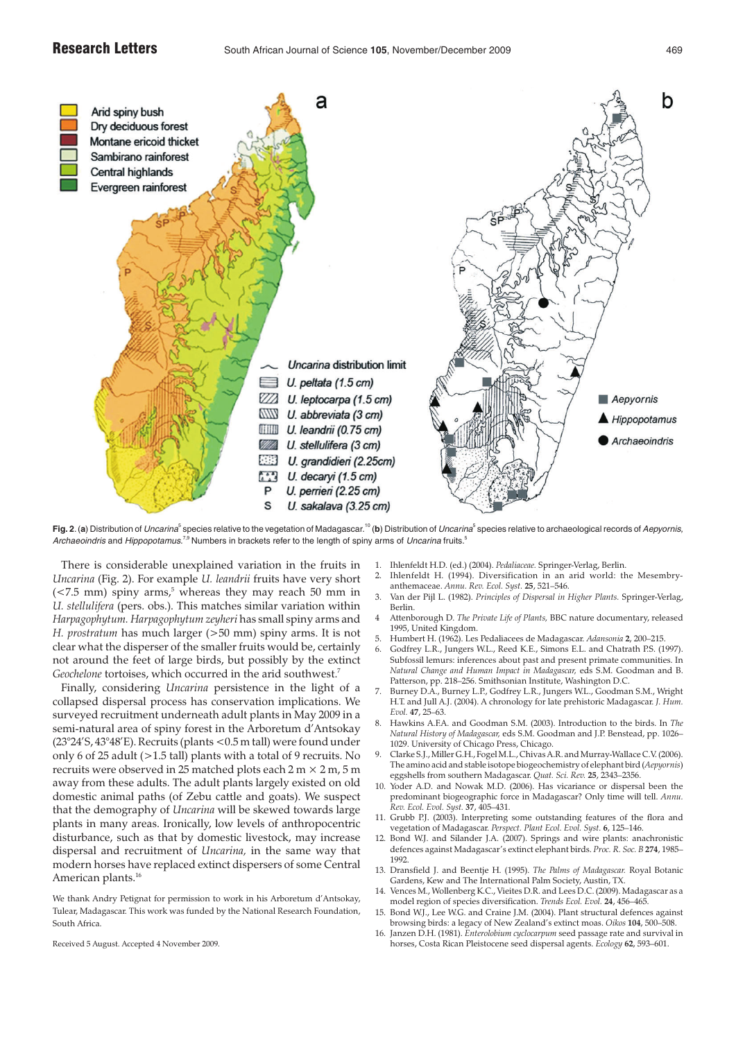Arid spiny bush
Dry deciduous forest
Montane ericoid thicket
Sambirano rainforest
Central highlands
Evergreen rainforest

a

b

*Uncarina* distribution limit
*U. peltata* (1.5 cm)
*U. leptocarpa* (1.5 cm)
*U. abbreviata* (3 cm)
*U. leandrii* (0.75 cm)
*U. stellulifera* (3 cm)
*U. grandidieri* (2.25cm)
*U. decaryi* (1.5 cm)
P *U. perrieri* (2.25 cm)
S *U. sakalava* (3.25 cm)

*Aepyornis*
*Hippopotamus*
*Archaeoindris*

**Fig. 2**. (**a**) Distribution of *Uncarina*[5] species relative to the vegetation of Madagascar.[10] (**b**) Distribution of *Uncarina*[5] species relative to archaeological records of *Aepyornis*, *Archaeoindris* and *Hippopotamus*.[7,9] Numbers in brackets refer to the length of spiny arms of *Uncarina* fruits.[5]

There is considerable unexplained variation in the fruits in *Uncarina* (Fig. 2). For example *U. leandrii* fruits have very short (<7.5 mm) spiny arms,[5] whereas they may reach 50 mm in *U. stellulifera* (pers. obs.). This matches similar variation within *Harpagophytum*. *Harpagophytum zeyheri* has small spiny arms and *H. prostratum* has much larger (>50 mm) spiny arms. It is not clear what the disperser of the smaller fruits would be, certainly not around the feet of large birds, but possibly by the extinct *Geochelone* tortoises, which occurred in the arid southwest.[7]

Finally, considering *Uncarina* persistence in the light of a collapsed dispersal process has conservation implications. We surveyed recruitment underneath adult plants in May 2009 in a semi-natural area of spiny forest in the Arboretum d'Antsokay (23°24'S, 43°48'E). Recruits (plants <0.5 m tall) were found under only 6 of 25 adult (>1.5 tall) plants with a total of 9 recruits. No recruits were observed in 25 matched plots each 2 m × 2 m, 5 m away from these adults. The adult plants largely existed on old domestic animal paths (of Zebu cattle and goats). We suspect that the demography of *Uncarina* will be skewed towards large plants in many areas. Ironically, low levels of anthropocentric disturbance, such as that by domestic livestock, may increase dispersal and recruitment of *Uncarina*, in the same way that modern horses have replaced extinct dispersers of some Central American plants.[16]

We thank Andry Petignat for permission to work in his Arboretum d'Antsokay, Tulear, Madagascar. This work was funded by the National Research Foundation, South Africa.

Received 5 August. Accepted 4 November 2009.

1. Ihlenfeldt H.D. (ed.) (2004). *Pedaliaceae.* Springer-Verlag, Berlin.
2. Ihlenfeldt H. (1994). Diversification in an arid world: the Mesembryanthemaceae. *Annu. Rev. Ecol. Syst.* **25**, 521–546.
3. Van der Pijl L. (1982). *Principles of Dispersal in Higher Plants.* Springer-Verlag, Berlin.
4. Attenborough D. *The Private Life of Plants,* BBC nature documentary, released 1995, United Kingdom.
5. Humbert H. (1962). Les Pedaliacees de Madagascar. *Adansonia* **2**, 200–215.
6. Godfrey L.R., Jungers W.L., Reed K.E., Simons E.L. and Chatrath P.S. (1997). Subfossil lemurs: inferences about past and present primate communities. In *Natural Change and Human Impact in Madagascar,* eds S.M. Goodman and B. Patterson, pp. 218–256. Smithsonian Institute, Washington D.C.
7. Burney D.A., Burney L.P., Godfrey L.R., Jungers W.L., Goodman S.M., Wright H.T. and Jull A.J. (2004). A chronology for late prehistoric Madagascar. *J. Hum. Evol.* **47**, 25–63.
8. Hawkins A.F.A. and Goodman S.M. (2003). Introduction to the birds. In *The Natural History of Madagascar,* eds S.M. Goodman and J.P. Benstead, pp. 1026–1029. University of Chicago Press, Chicago.
9. Clarke S.J., Miller G.H., Fogel M.L., Chivas A.R. and Murray-Wallace C.V. (2006). The amino acid and stable isotope biogeochemistry of elephant bird (*Aepyornis*) eggshells from southern Madagascar. *Quat. Sci. Rev.* **25**, 2343–2356.
10. Yoder A.D. and Nowak M.D. (2006). Has vicariance or dispersal been the predominant biogeographic force in Madagascar? Only time will tell. *Annu. Rev. Ecol. Evol. Syst.* **37**, 405–431.
11. Grubb P.J. (2003). Interpreting some outstanding features of the flora and vegetation of Madagascar. *Perspect. Plant Ecol. Evol. Syst.* **6**, 125–146.
12. Bond W.J. and Silander J.A. (2007). Springs and wire plants: anachronistic defences against Madagascar's extinct elephant birds. *Proc. R. Soc. B* **274**, 1985–1992.
13. Dransfield J. and Beentje H. (1995). *The Palms of Madagascar.* Royal Botanic Gardens, Kew and The International Palm Society, Austin, TX.
14. Vences M., Wollenberg K.C., Vieites D.R. and Lees D.C. (2009). Madagascar as a model region of species diversification. *Trends Ecol. Evol.* **24**, 456–465.
15. Bond W.J., Lee W.G. and Craine J.M. (2004). Plant structural defences against browsing birds: a legacy of New Zealand's extinct moas. *Oikos* **104**, 500–508.
16. Janzen D.H. (1981). *Enterolobium cyclocarpum* seed passage rate and survival in horses, Costa Rican Pleistocene seed dispersal agents. *Ecology* **62**, 593–601.